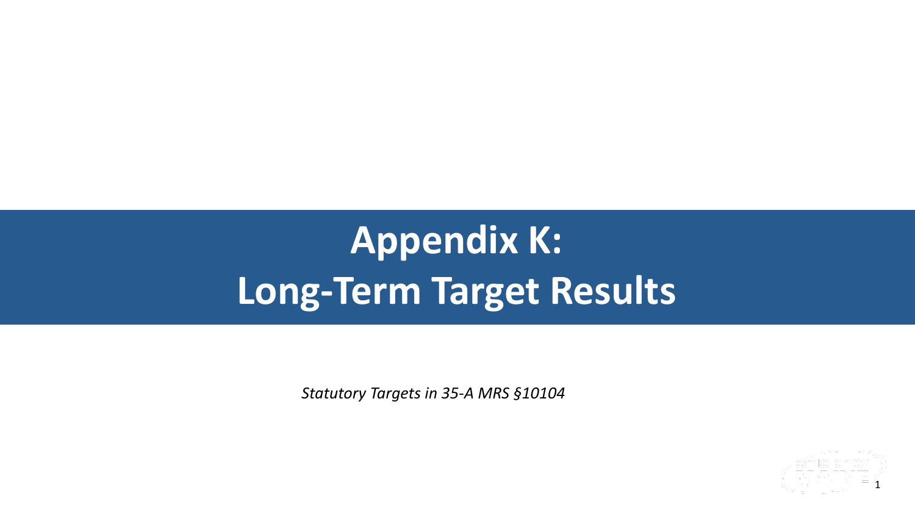# Appendix K: Long-Term Target Results

*Statutory Targets in 35-A MRS §10104*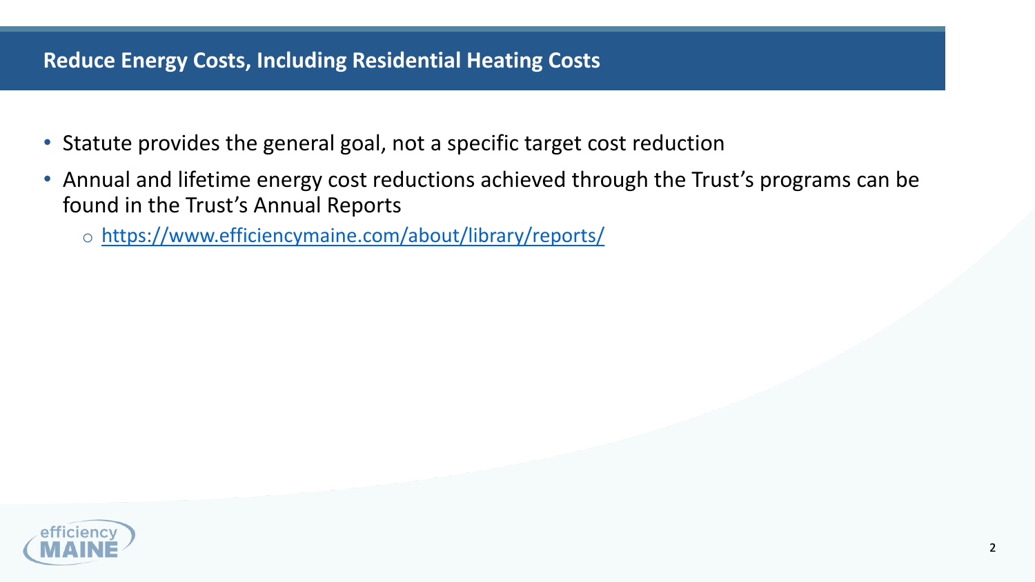## Reduce Energy Costs, Including Residential Heating Costs

- Statute provides the general goal, not a specific target cost reduction
- Annual and lifetime energy cost reductions achieved through the Trust's programs can be found in the Trust's Annual Reports
  - https://www.efficiencymaine.com/about/library/reports/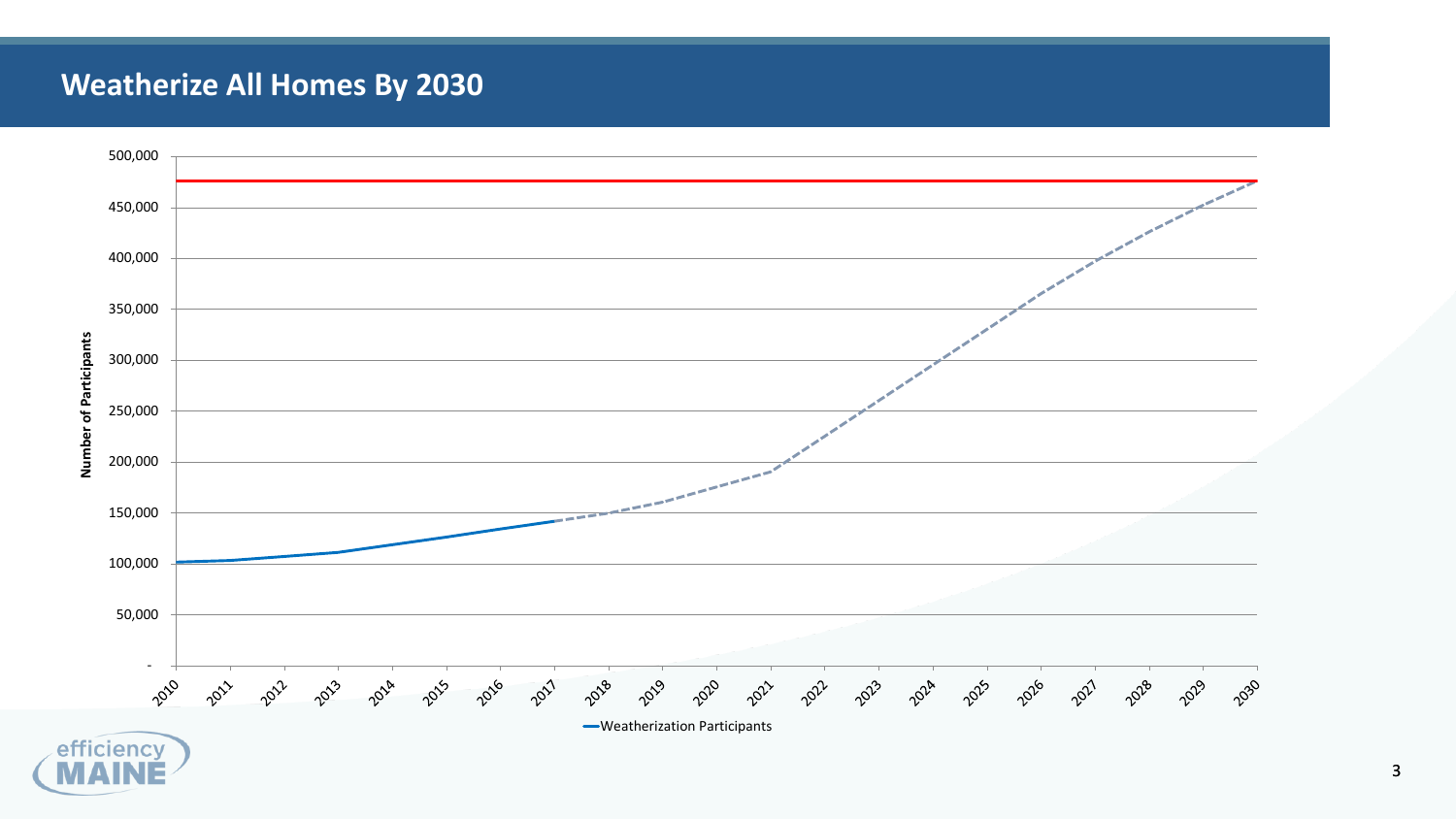# Weatherize All Homes By 2030

Number of Participants

500,000
450,000
400,000
350,000
300,000
250,000
200,000
150,000
100,000
50,000
-

2010 2011 2012 2013 2014 2015 2016 2017 2018 2019 2020 2021 2022 2023 2024 2025 2026 2027 2028 2029 2030

Weatherization Participants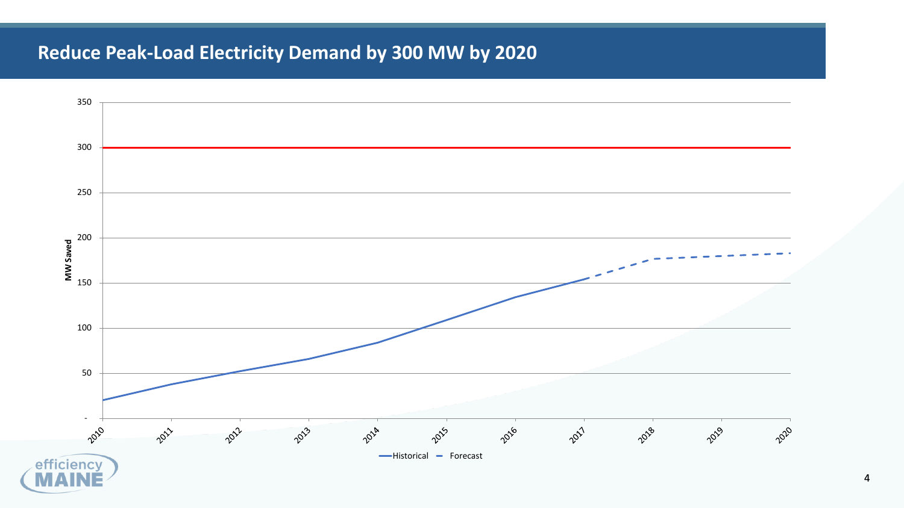## Reduce Peak-Load Electricity Demand by 300 MW by 2020

MW Saved

350
300
250
200
150
100
50
-

2010 2011 2012 2013 2014 2015 2016 2017 2018 2019 2020

Historical — Forecast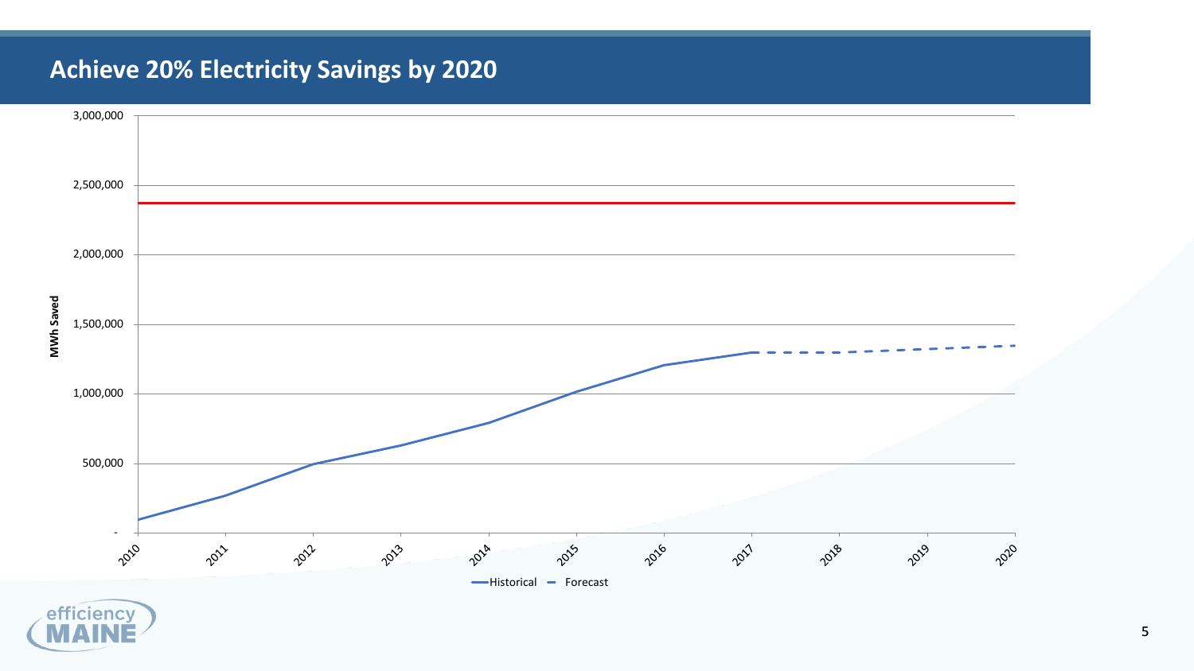# Achieve 20% Electricity Savings by 2020

MWh Saved

3,000,000
2,500,000
2,000,000
1,500,000
1,000,000
500,000
-

2010 2011 2012 2013 2014 2015 2016 2017 2018 2019 2020

Historical   Forecast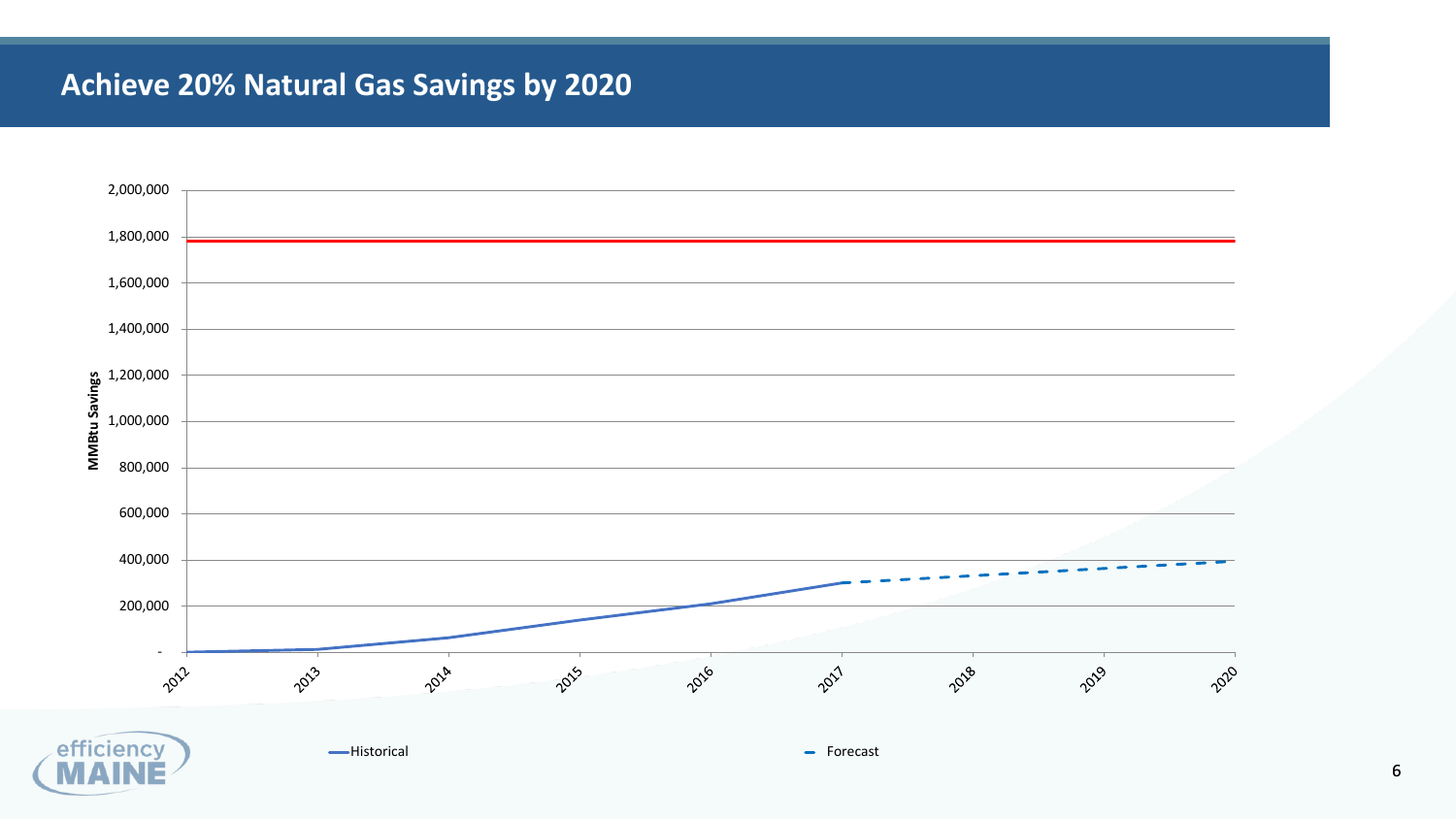## Achieve 20% Natural Gas Savings by 2020

MMBtu Savings

2,000,000
1,800,000
1,600,000
1,400,000
1,200,000
1,000,000
800,000
600,000
400,000
200,000
-

2012 2013 2014 2015 2016 2017 2018 2019 2020

Historical Forecast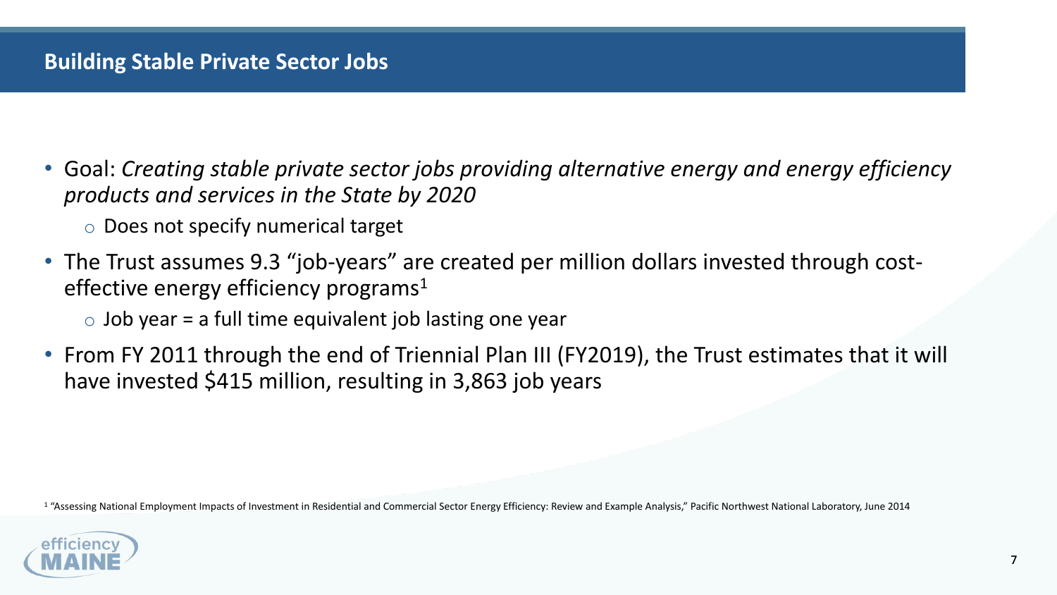# Building Stable Private Sector Jobs

- Goal: *Creating stable private sector jobs providing alternative energy and energy efficiency products and services in the State by 2020*
  - Does not specify numerical target
- The Trust assumes 9.3 "job-years" are created per million dollars invested through cost-effective energy efficiency programs[1]
  - Job year = a full time equivalent job lasting one year
- From FY 2011 through the end of Triennial Plan III (FY2019), the Trust estimates that it will have invested $415 million, resulting in 3,863 job years

[1] "Assessing National Employment Impacts of Investment in Residential and Commercial Sector Energy Efficiency: Review and Example Analysis," Pacific Northwest National Laboratory, June 2014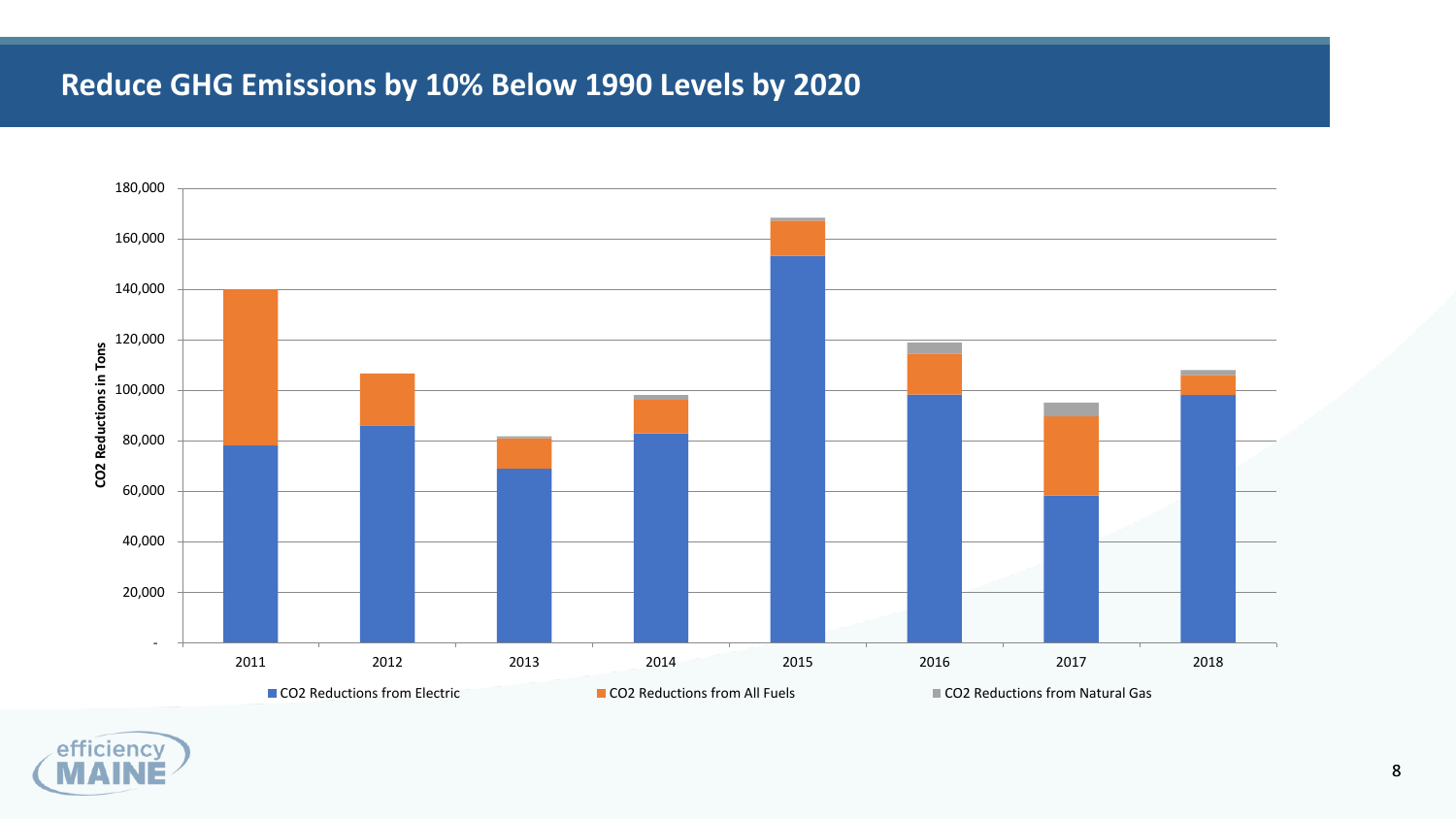# Reduce GHG Emissions by 10% Below 1990 Levels by 2020

CO2 Reductions in Tons

180,000
160,000
140,000
120,000
100,000
80,000
60,000
40,000
20,000
-

2011
2012
2013
2014
2015
2016
2017
2018

CO2 Reductions from Electric
CO2 Reductions from All Fuels
CO2 Reductions from Natural Gas

efficiency MAINE